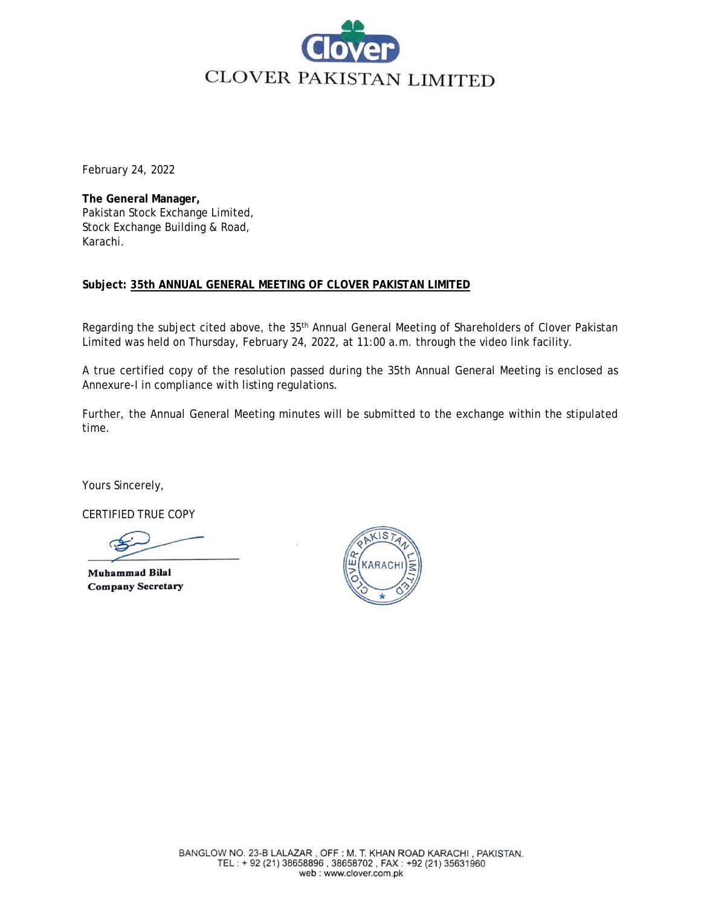# CLOVER PAKISTAN LIMITED

February 24, 2022

**The General Manager,**
Pakistan Stock Exchange Limited,
Stock Exchange Building & Road,
Karachi.

**Subject: 35th ANNUAL GENERAL MEETING OF CLOVER PAKISTAN LIMITED**

Regarding the subject cited above, the 35th Annual General Meeting of Shareholders of Clover Pakistan Limited was held on Thursday, February 24, 2022, at 11:00 a.m. through the video link facility.

A true certified copy of the resolution passed during the 35th Annual General Meeting is enclosed as Annexure-I in compliance with listing regulations.

Further, the Annual General Meeting minutes will be submitted to the exchange within the stipulated time.

Yours Sincerely,

CERTIFIED TRUE COPY

**Muhammad Bilal**
**Company Secretary**

CLOVER PAKISTAN LIMITED KARACHI

BANGLOW NO. 23-B LALAZAR , OFF : M. T. KHAN ROAD KARACHI , PAKISTAN.
TEL : + 92 (21) 38658896 , 38658702 , FAX : +92 (21) 35631960
web : www.clover.com.pk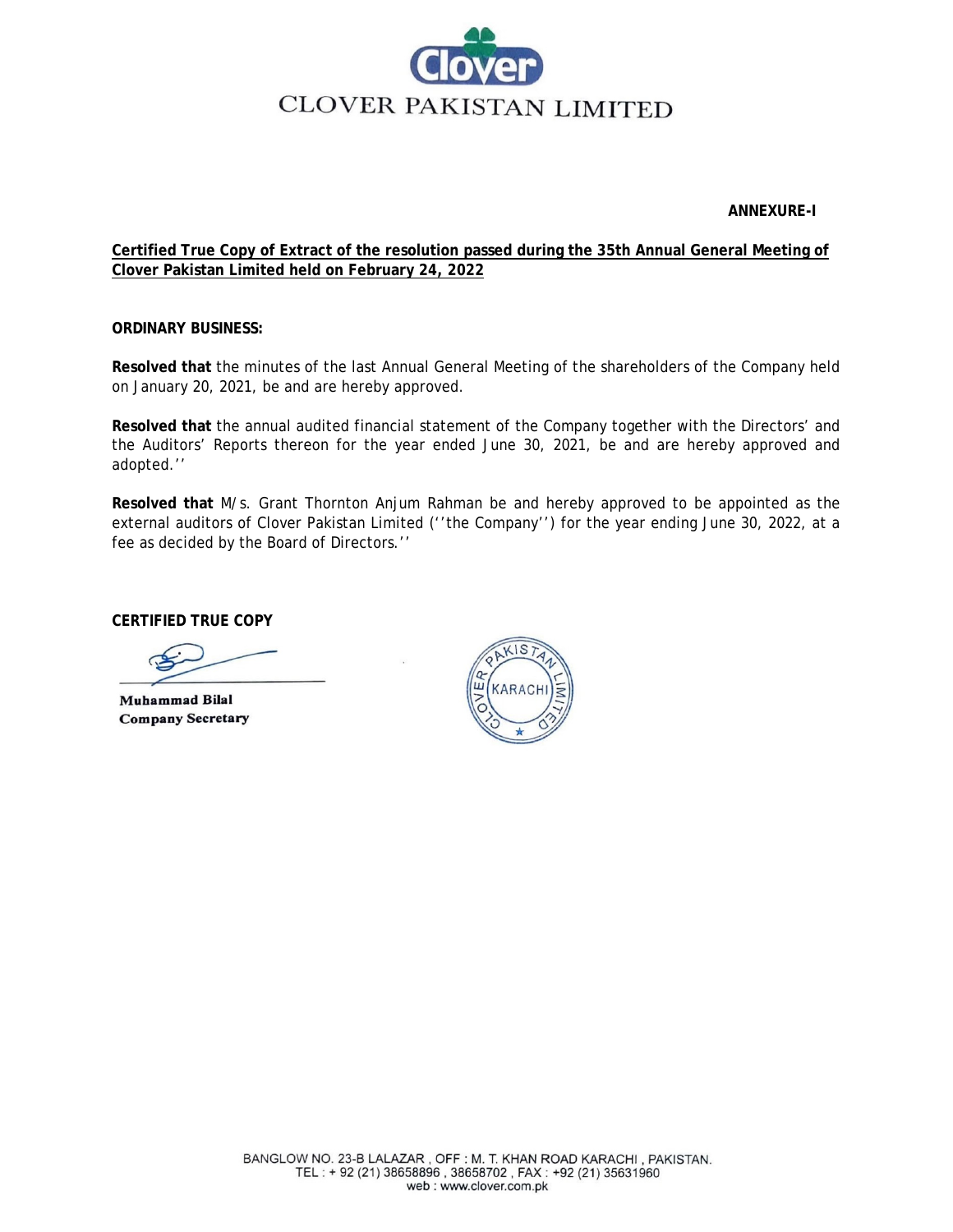# CLOVER PAKISTAN LIMITED

**ANNEXURE-I**

**Certified True Copy of Extract of the resolution passed during the 35th Annual General Meeting of Clover Pakistan Limited held on February 24, 2022**

**ORDINARY BUSINESS:**

**Resolved that** the minutes of the last Annual General Meeting of the shareholders of the Company held on January 20, 2021, be and are hereby approved.

**Resolved that** the annual audited financial statement of the Company together with the Directors' and the Auditors' Reports thereon for the year ended June 30, 2021, be and are hereby approved and adopted.''

**Resolved that** M/s. Grant Thornton Anjum Rahman be and hereby approved to be appointed as the external auditors of Clover Pakistan Limited (''the Company'') for the year ending June 30, 2022, at a fee as decided by the Board of Directors.''

**CERTIFIED TRUE COPY**

**Muhammad Bilal**
**Company Secretary**

CLOVER PAKISTAN LIMITED KARACHI

BANGLOW NO. 23-B LALAZAR , OFF : M. T. KHAN ROAD KARACHI , PAKISTAN.
TEL : + 92 (21) 38658896 , 38658702 , FAX : +92 (21) 35631960
web : www.clover.com.pk